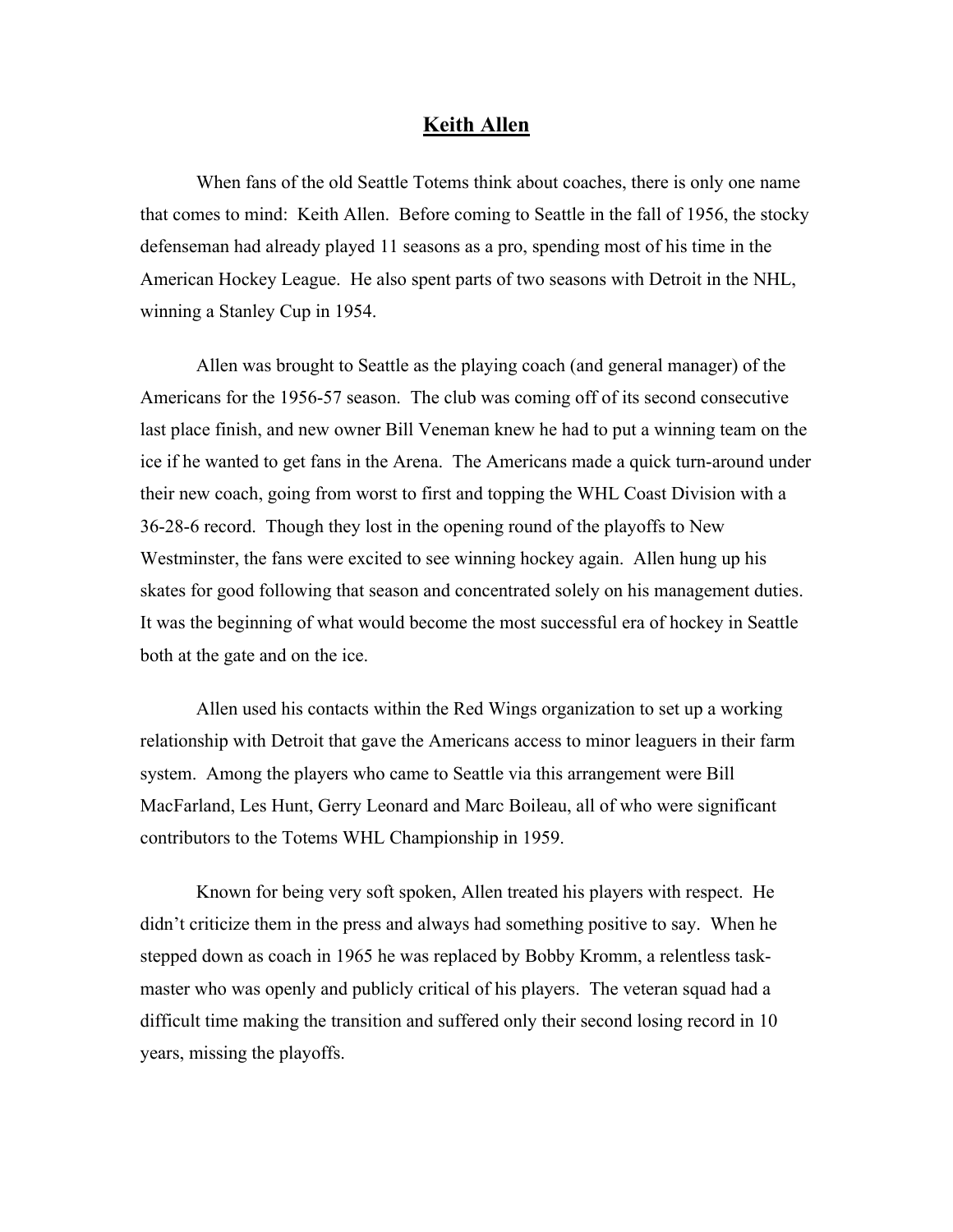# Keith Allen

When fans of the old Seattle Totems think about coaches, there is only one name that comes to mind: Keith Allen. Before coming to Seattle in the fall of 1956, the stocky defenseman had already played 11 seasons as a pro, spending most of his time in the American Hockey League. He also spent parts of two seasons with Detroit in the NHL, winning a Stanley Cup in 1954.

Allen was brought to Seattle as the playing coach (and general manager) of the Americans for the 1956-57 season. The club was coming off of its second consecutive last place finish, and new owner Bill Veneman knew he had to put a winning team on the ice if he wanted to get fans in the Arena. The Americans made a quick turn-around under their new coach, going from worst to first and topping the WHL Coast Division with a 36-28-6 record. Though they lost in the opening round of the playoffs to New Westminster, the fans were excited to see winning hockey again. Allen hung up his skates for good following that season and concentrated solely on his management duties. It was the beginning of what would become the most successful era of hockey in Seattle both at the gate and on the ice.

Allen used his contacts within the Red Wings organization to set up a working relationship with Detroit that gave the Americans access to minor leaguers in their farm system. Among the players who came to Seattle via this arrangement were Bill MacFarland, Les Hunt, Gerry Leonard and Marc Boileau, all of who were significant contributors to the Totems WHL Championship in 1959.

Known for being very soft spoken, Allen treated his players with respect. He didn't criticize them in the press and always had something positive to say. When he stepped down as coach in 1965 he was replaced by Bobby Kromm, a relentless task-master who was openly and publicly critical of his players. The veteran squad had a difficult time making the transition and suffered only their second losing record in 10 years, missing the playoffs.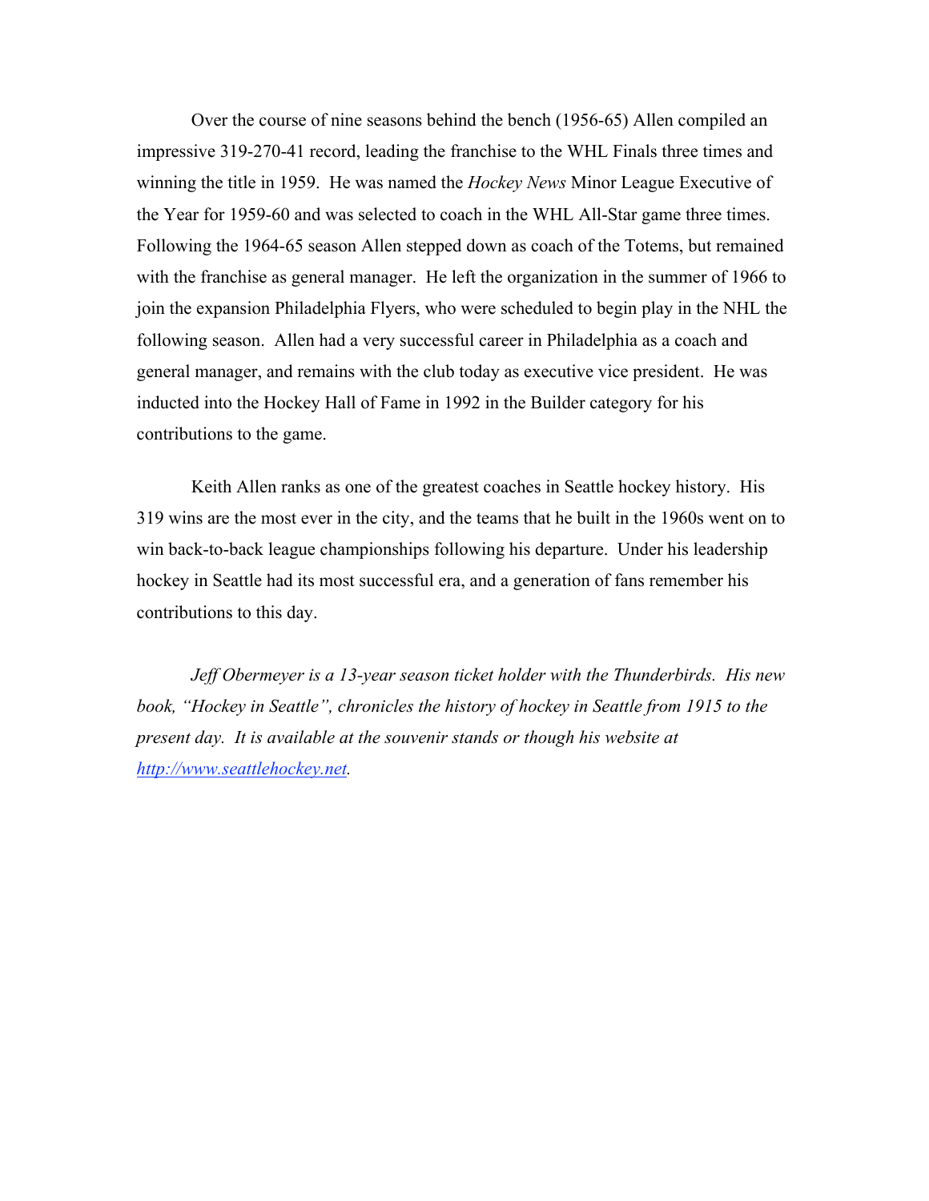Over the course of nine seasons behind the bench (1956-65) Allen compiled an impressive 319-270-41 record, leading the franchise to the WHL Finals three times and winning the title in 1959. He was named the *Hockey News* Minor League Executive of the Year for 1959-60 and was selected to coach in the WHL All-Star game three times. Following the 1964-65 season Allen stepped down as coach of the Totems, but remained with the franchise as general manager. He left the organization in the summer of 1966 to join the expansion Philadelphia Flyers, who were scheduled to begin play in the NHL the following season. Allen had a very successful career in Philadelphia as a coach and general manager, and remains with the club today as executive vice president. He was inducted into the Hockey Hall of Fame in 1992 in the Builder category for his contributions to the game.

Keith Allen ranks as one of the greatest coaches in Seattle hockey history. His 319 wins are the most ever in the city, and the teams that he built in the 1960s went on to win back-to-back league championships following his departure. Under his leadership hockey in Seattle had its most successful era, and a generation of fans remember his contributions to this day.

*Jeff Obermeyer is a 13-year season ticket holder with the Thunderbirds. His new book, "Hockey in Seattle", chronicles the history of hockey in Seattle from 1915 to the present day. It is available at the souvenir stands or though his website at [http://www.seattlehockey.net](http://www.seattlehockey.net).*